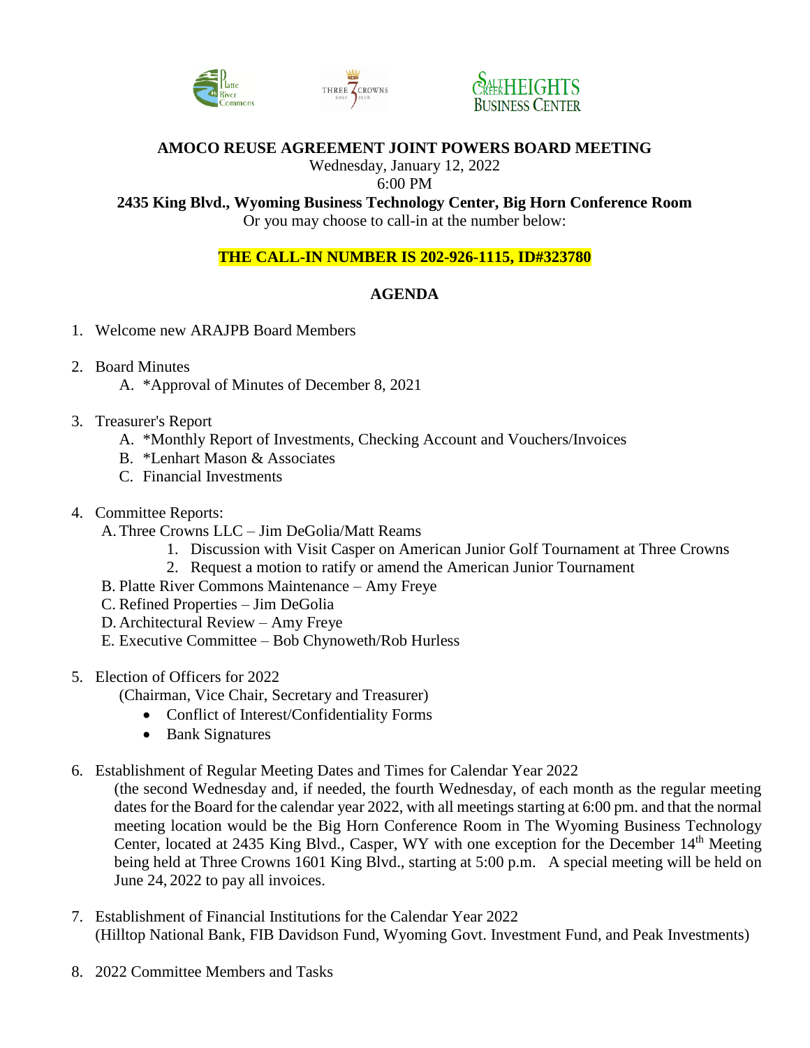**AMOCO REUSE AGREEMENT JOINT POWERS BOARD MEETING**

Wednesday, January 12, 2022

6:00 PM

**2435 King Blvd., Wyoming Business Technology Center, Big Horn Conference Room**

Or you may choose to call-in at the number below:

**THE CALL-IN NUMBER IS 202-926-1115, ID#323780**

## AGENDA

1. Welcome new ARAJPB Board Members

2. Board Minutes
   A. *Approval of Minutes of December 8, 2021

3. Treasurer's Report
   A. *Monthly Report of Investments, Checking Account and Vouchers/Invoices
   B. *Lenhart Mason & Associates
   C. Financial Investments

4. Committee Reports:
   A. Three Crowns LLC – Jim DeGolia/Matt Reams
      1. Discussion with Visit Casper on American Junior Golf Tournament at Three Crowns
      2. Request a motion to ratify or amend the American Junior Tournament
   B. Platte River Commons Maintenance – Amy Freye
   C. Refined Properties – Jim DeGolia
   D. Architectural Review – Amy Freye
   E. Executive Committee – Bob Chynoweth/Rob Hurless

5. Election of Officers for 2022
   (Chairman, Vice Chair, Secretary and Treasurer)
   - Conflict of Interest/Confidentiality Forms
   - Bank Signatures

6. Establishment of Regular Meeting Dates and Times for Calendar Year 2022
   (the second Wednesday and, if needed, the fourth Wednesday, of each month as the regular meeting dates for the Board for the calendar year 2022, with all meetings starting at 6:00 pm. and that the normal meeting location would be the Big Horn Conference Room in The Wyoming Business Technology Center, located at 2435 King Blvd., Casper, WY with one exception for the December 14th Meeting being held at Three Crowns 1601 King Blvd., starting at 5:00 p.m. A special meeting will be held on June 24, 2022 to pay all invoices.

7. Establishment of Financial Institutions for the Calendar Year 2022
   (Hilltop National Bank, FIB Davidson Fund, Wyoming Govt. Investment Fund, and Peak Investments)

8. 2022 Committee Members and Tasks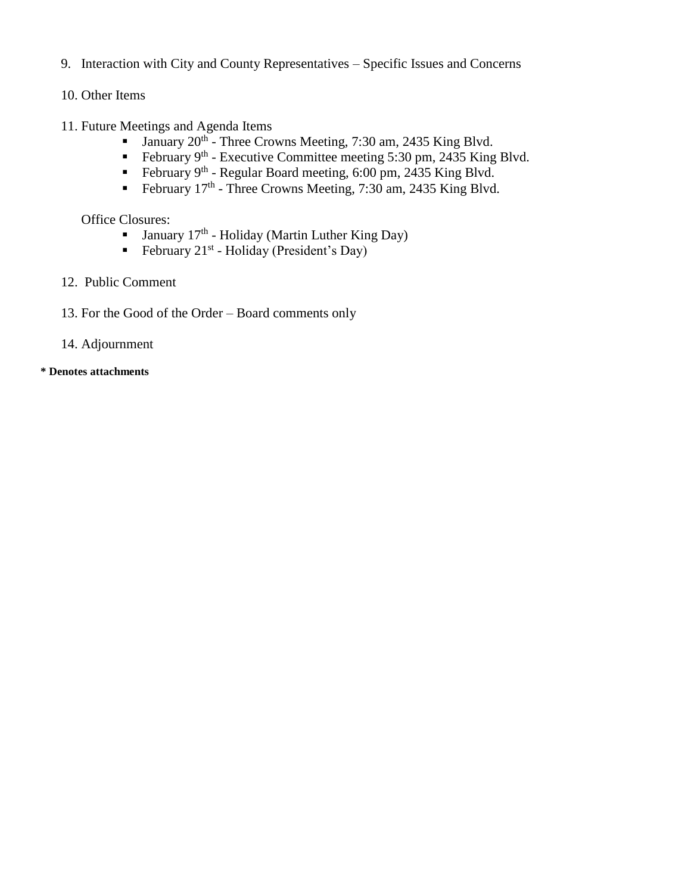9. Interaction with City and County Representatives – Specific Issues and Concerns

10. Other Items

11. Future Meetings and Agenda Items
    - January 20th - Three Crowns Meeting, 7:30 am, 2435 King Blvd.
    - February 9th - Executive Committee meeting 5:30 pm, 2435 King Blvd.
    - February 9th - Regular Board meeting, 6:00 pm, 2435 King Blvd.
    - February 17th - Three Crowns Meeting, 7:30 am, 2435 King Blvd.

    Office Closures:
    - January 17th - Holiday (Martin Luther King Day)
    - February 21st - Holiday (President's Day)

12. Public Comment

13. For the Good of the Order – Board comments only

14. Adjournment

**\* Denotes attachments**